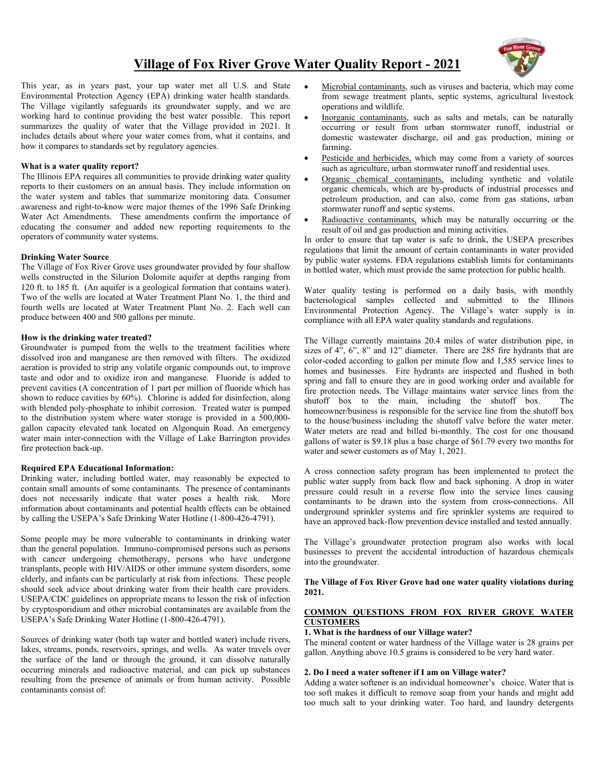# Village of Fox River Grove Water Quality Report - 2021

This year, as in years past, your tap water met all U.S. and State Environmental Protection Agency (EPA) drinking water health standards. The Village vigilantly safeguards its groundwater supply, and we are working hard to continue providing the best water possible. This report summarizes the quality of water that the Village provided in 2021. It includes details about where your water comes from, what it contains, and how it compares to standards set by regulatory agencies.

**What is a water quality report?**

The Illinois EPA requires all communities to provide drinking water quality reports to their customers on an annual basis. They include information on the water system and tables that summarize monitoring data. Consumer awareness and right-to-know were major themes of the 1996 Safe Drinking Water Act Amendments. These amendments confirm the importance of educating the consumer and added new reporting requirements to the operators of community water systems.

**Drinking Water Source**

The Village of Fox River Grove uses groundwater provided by four shallow wells constructed in the Silurion Dolomite aquifer at depths ranging from 120 ft. to 185 ft. (An aquifer is a geological formation that contains water). Two of the wells are located at Water Treatment Plant No. 1, the third and fourth wells are located at Water Treatment Plant No. 2. Each well can produce between 400 and 500 gallons per minute.

**How is the drinking water treated?**

Groundwater is pumped from the wells to the treatment facilities where dissolved iron and manganese are then removed with filters. The oxidized aeration is provided to strip any volatile organic compounds out, to improve taste and odor and to oxidize iron and manganese. Fluoride is added to prevent cavities (A concentration of 1 part per million of fluoride which has shown to reduce cavities by 60%). Chlorine is added for disinfection, along with blended poly-phosphate to inhibit corrosion. Treated water is pumped to the distribution system where water storage is provided in a 500,000-gallon capacity elevated tank located on Algonquin Road. An emergency water main inter-connection with the Village of Lake Barrington provides fire protection back-up.

**Required EPA Educational Information:**

Drinking water, including bottled water, may reasonably be expected to contain small amounts of some contaminants. The presence of contaminants does not necessarily indicate that water poses a health risk. More information about contaminants and potential health effects can be obtained by calling the USEPA's Safe Drinking Water Hotline (1-800-426-4791).

Some people may be more vulnerable to contaminants in drinking water than the general population. Immuno-compromised persons such as persons with cancer undergoing chemotherapy, persons who have undergone transplants, people with HIV/AIDS or other immune system disorders, some elderly, and infants can be particularly at risk from infections. These people should seek advice about drinking water from their health care providers. USEPA/CDC guidelines on appropriate means to lesson the risk of infection by cryptosporidium and other microbial contaminates are available from the USEPA's Safe Drinking Water Hotline (1-800-426-4791).

Sources of drinking water (both tap water and bottled water) include rivers, lakes, streams, ponds, reservoirs, springs, and wells. As water travels over the surface of the land or through the ground, it can dissolve naturally occurring minerals and radioactive material, and can pick up substances resulting from the presence of animals or from human activity. Possible contaminants consist of:

- Microbial contaminants, such as viruses and bacteria, which may come from sewage treatment plants, septic systems, agricultural livestock operations and wildlife.
- Inorganic contaminants, such as salts and metals, can be naturally occurring or result from urban stormwater runoff, industrial or domestic wastewater discharge, oil and gas production, mining or farming.
- Pesticide and herbicides, which may come from a variety of sources such as agriculture, urban stormwater runoff and residential uses.
- Organic chemical contaminants, including synthetic and volatile organic chemicals, which are by-products of industrial processes and petroleum production, and can also, come from gas stations, urban stormwater runoff and septic systems.
- Radioactive contaminants, which may be naturally occurring or the result of oil and gas production and mining activities.

In order to ensure that tap water is safe to drink, the USEPA prescribes regulations that limit the amount of certain contaminants in water provided by public water systems. FDA regulations establish limits for contaminants in bottled water, which must provide the same protection for public health.

Water quality testing is performed on a daily basis, with monthly bacteriological samples collected and submitted to the Illinois Environmental Protection Agency. The Village's water supply is in compliance with all EPA water quality standards and regulations.

The Village currently maintains 20.4 miles of water distribution pipe, in sizes of 4", 6", 8" and 12" diameter. There are 285 fire hydrants that are color-coded according to gallon per minute flow and 1,585 service lines to homes and businesses. Fire hydrants are inspected and flushed in both spring and fall to ensure they are in good working order and available for fire protection needs. The Village maintains water service lines from the shutoff box to the main, including the shutoff box. The homeowner/business is responsible for the service line from the shutoff box to the house/business including the shutoff valve before the water meter. Water meters are read and billed bi-monthly. The cost for one thousand gallons of water is $9.18 plus a base charge of $61.79 every two months for water and sewer customers as of May 1, 2021.

A cross connection safety program has been implemented to protect the public water supply from back flow and back siphoning. A drop in water pressure could result in a reverse flow into the service lines causing contaminants to be drawn into the system from cross-connections. All underground sprinkler systems and fire sprinkler systems are required to have an approved back-flow prevention device installed and tested annually.

The Village's groundwater protection program also works with local businesses to prevent the accidental introduction of hazardous chemicals into the groundwater.

**The Village of Fox River Grove had one water quality violations during 2021.**

## COMMON QUESTIONS FROM FOX RIVER GROVE WATER CUSTOMERS

**1. What is the hardness of our Village water?**

The mineral content or water hardness of the Village water is 28 grains per gallon. Anything above 10.5 grains is considered to be very hard water.

**2. Do I need a water softener if I am on Village water?**

Adding a water softener is an individual homeowner's choice. Water that is too soft makes it difficult to remove soap from your hands and might add too much salt to your drinking water. Too hard, and laundry detergents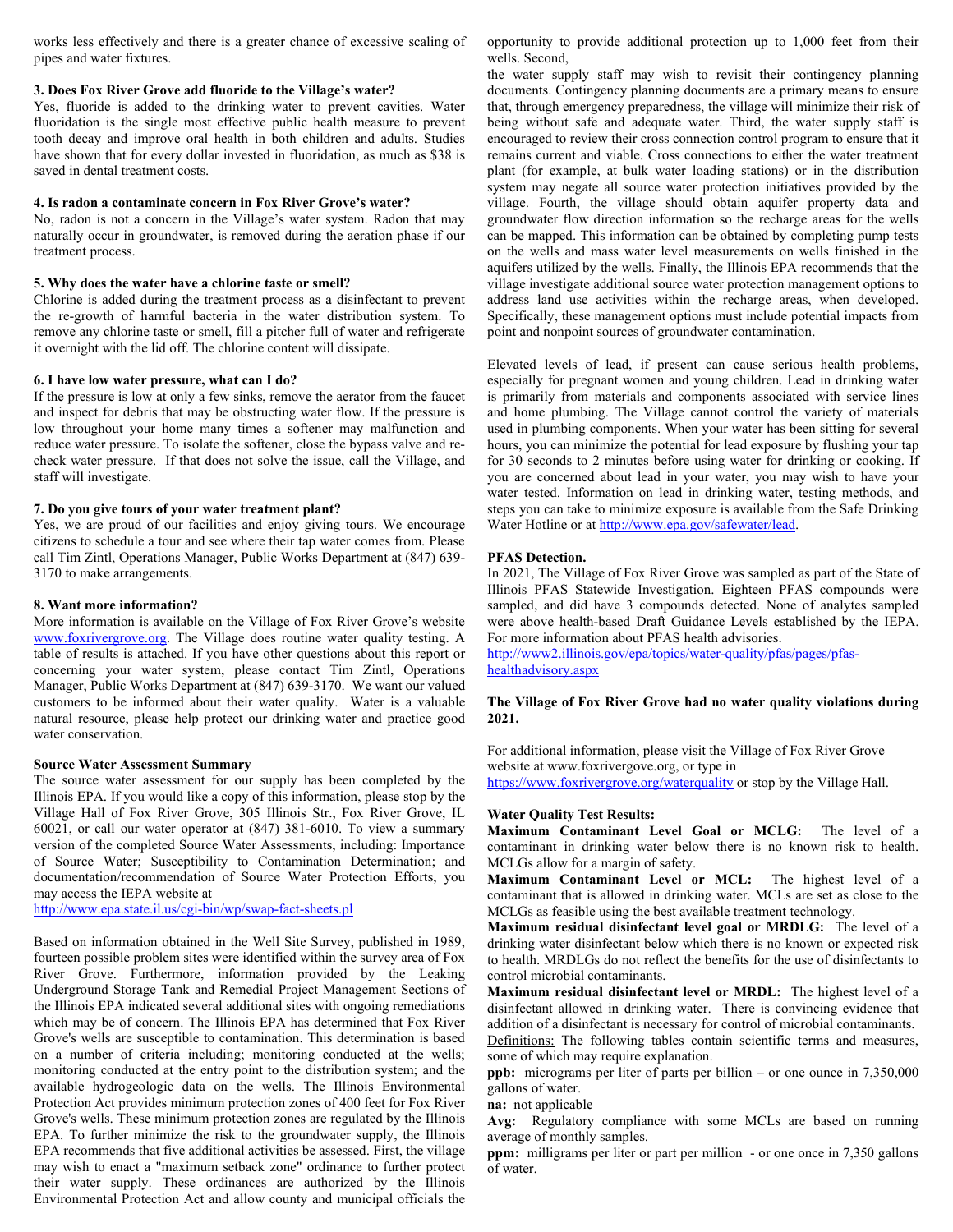works less effectively and there is a greater chance of excessive scaling of pipes and water fixtures.

**3. Does Fox River Grove add fluoride to the Village's water?**

Yes, fluoride is added to the drinking water to prevent cavities. Water fluoridation is the single most effective public health measure to prevent tooth decay and improve oral health in both children and adults. Studies have shown that for every dollar invested in fluoridation, as much as $38 is saved in dental treatment costs.

**4. Is radon a contaminate concern in Fox River Grove's water?**

No, radon is not a concern in the Village's water system. Radon that may naturally occur in groundwater, is removed during the aeration phase if our treatment process.

**5. Why does the water have a chlorine taste or smell?**

Chlorine is added during the treatment process as a disinfectant to prevent the re-growth of harmful bacteria in the water distribution system. To remove any chlorine taste or smell, fill a pitcher full of water and refrigerate it overnight with the lid off. The chlorine content will dissipate.

**6. I have low water pressure, what can I do?**

If the pressure is low at only a few sinks, remove the aerator from the faucet and inspect for debris that may be obstructing water flow. If the pressure is low throughout your home many times a softener may malfunction and reduce water pressure. To isolate the softener, close the bypass valve and re-check water pressure. If that does not solve the issue, call the Village, and staff will investigate.

**7. Do you give tours of your water treatment plant?**

Yes, we are proud of our facilities and enjoy giving tours. We encourage citizens to schedule a tour and see where their tap water comes from. Please call Tim Zintl, Operations Manager, Public Works Department at (847) 639-3170 to make arrangements.

**8. Want more information?**

More information is available on the Village of Fox River Grove's website www.foxrivergrove.org. The Village does routine water quality testing. A table of results is attached. If you have other questions about this report or concerning your water system, please contact Tim Zintl, Operations Manager, Public Works Department at (847) 639-3170. We want our valued customers to be informed about their water quality. Water is a valuable natural resource, please help protect our drinking water and practice good water conservation.

**Source Water Assessment Summary**

The source water assessment for our supply has been completed by the Illinois EPA. If you would like a copy of this information, please stop by the Village Hall of Fox River Grove, 305 Illinois Str., Fox River Grove, IL 60021, or call our water operator at (847) 381-6010. To view a summary version of the completed Source Water Assessments, including: Importance of Source Water; Susceptibility to Contamination Determination; and documentation/recommendation of Source Water Protection Efforts, you may access the IEPA website at http://www.epa.state.il.us/cgi-bin/wp/swap-fact-sheets.pl

Based on information obtained in the Well Site Survey, published in 1989, fourteen possible problem sites were identified within the survey area of Fox River Grove. Furthermore, information provided by the Leaking Underground Storage Tank and Remedial Project Management Sections of the Illinois EPA indicated several additional sites with ongoing remediations which may be of concern. The Illinois EPA has determined that Fox River Grove's wells are susceptible to contamination. This determination is based on a number of criteria including; monitoring conducted at the wells; monitoring conducted at the entry point to the distribution system; and the available hydrogeologic data on the wells. The Illinois Environmental Protection Act provides minimum protection zones of 400 feet for Fox River Grove's wells. These minimum protection zones are regulated by the Illinois EPA. To further minimize the risk to the groundwater supply, the Illinois EPA recommends that five additional activities be assessed. First, the village may wish to enact a "maximum setback zone" ordinance to further protect their water supply. These ordinances are authorized by the Illinois Environmental Protection Act and allow county and municipal officials the opportunity to provide additional protection up to 1,000 feet from their wells. Second,

the water supply staff may wish to revisit their contingency planning documents. Contingency planning documents are a primary means to ensure that, through emergency preparedness, the village will minimize their risk of being without safe and adequate water. Third, the water supply staff is encouraged to review their cross connection control program to ensure that it remains current and viable. Cross connections to either the water treatment plant (for example, at bulk water loading stations) or in the distribution system may negate all source water protection initiatives provided by the village. Fourth, the village should obtain aquifer property data and groundwater flow direction information so the recharge areas for the wells can be mapped. This information can be obtained by completing pump tests on the wells and mass water level measurements on wells finished in the aquifers utilized by the wells. Finally, the Illinois EPA recommends that the village investigate additional source water protection management options to address land use activities within the recharge areas, when developed. Specifically, these management options must include potential impacts from point and nonpoint sources of groundwater contamination.

Elevated levels of lead, if present can cause serious health problems, especially for pregnant women and young children. Lead in drinking water is primarily from materials and components associated with service lines and home plumbing. The Village cannot control the variety of materials used in plumbing components. When your water has been sitting for several hours, you can minimize the potential for lead exposure by flushing your tap for 30 seconds to 2 minutes before using water for drinking or cooking. If you are concerned about lead in your water, you may wish to have your water tested. Information on lead in drinking water, testing methods, and steps you can take to minimize exposure is available from the Safe Drinking Water Hotline or at http://www.epa.gov/safewater/lead.

**PFAS Detection.**

In 2021, The Village of Fox River Grove was sampled as part of the State of Illinois PFAS Statewide Investigation. Eighteen PFAS compounds were sampled, and did have 3 compounds detected. None of analytes sampled were above health-based Draft Guidance Levels established by the IEPA. For more information about PFAS health advisories.
http://www2.illinois.gov/epa/topics/water-quality/pfas/pages/pfas-healthadvisory.aspx

**The Village of Fox River Grove had no water quality violations during 2021.**

For additional information, please visit the Village of Fox River Grove website at www.foxrivergove.org, or type in https://www.foxrivergrove.org/waterquality or stop by the Village Hall.

**Water Quality Test Results:**

**Maximum Contaminant Level Goal or MCLG:** The level of a contaminant in drinking water below there is no known risk to health. MCLGs allow for a margin of safety.

**Maximum Contaminant Level or MCL:** The highest level of a contaminant that is allowed in drinking water. MCLs are set as close to the MCLGs as feasible using the best available treatment technology.

**Maximum residual disinfectant level goal or MRDLG:** The level of a drinking water disinfectant below which there is no known or expected risk to health. MRDLGs do not reflect the benefits for the use of disinfectants to control microbial contaminants.

**Maximum residual disinfectant level or MRDL:** The highest level of a disinfectant allowed in drinking water. There is convincing evidence that addition of a disinfectant is necessary for control of microbial contaminants.

Definitions: The following tables contain scientific terms and measures, some of which may require explanation.

**ppb:** micrograms per liter of parts per billion – or one ounce in 7,350,000 gallons of water.

**na:** not applicable

**Avg:** Regulatory compliance with some MCLs are based on running average of monthly samples.

**ppm:** milligrams per liter or part per million - or one once in 7,350 gallons of water.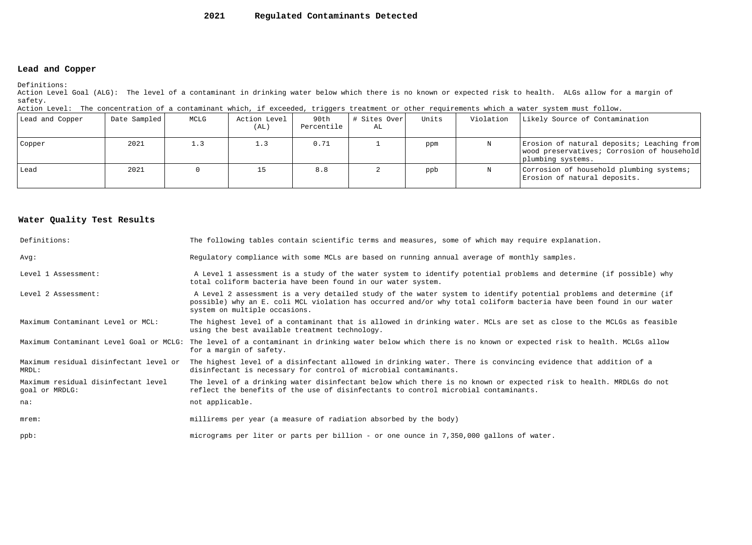# 2021 Regulated Contaminants Detected

## Lead and Copper

Definitions:
Action Level Goal (ALG): The level of a contaminant in drinking water below which there is no known or expected risk to health. ALGs allow for a margin of safety.
Action Level: The concentration of a contaminant which, if exceeded, triggers treatment or other requirements which a water system must follow.

| Lead and Copper | Date Sampled | MCLG | Action Level (AL) | 90th Percentile | # Sites Over AL | Units | Violation | Likely Source of Contamination |
|---|---|---|---|---|---|---|---|---|
| Copper | 2021 | 1.3 | 1.3 | 0.71 | 1 | ppm | N | Erosion of natural deposits; Leaching from wood preservatives; Corrosion of household plumbing systems. |
| Lead | 2021 | 0 | 15 | 8.8 | 2 | ppb | N | Corrosion of household plumbing systems; Erosion of natural deposits. |

## Water Quality Test Results

| | |
|---|---|
| Definitions: | The following tables contain scientific terms and measures, some of which may require explanation. |
| Avg: | Regulatory compliance with some MCLs are based on running annual average of monthly samples. |
| Level 1 Assessment: | A Level 1 assessment is a study of the water system to identify potential problems and determine (if possible) why total coliform bacteria have been found in our water system. |
| Level 2 Assessment: | A Level 2 assessment is a very detailed study of the water system to identify potential problems and determine (if possible) why an E. coli MCL violation has occurred and/or why total coliform bacteria have been found in our water system on multiple occasions. |
| Maximum Contaminant Level or MCL: | The highest level of a contaminant that is allowed in drinking water. MCLs are set as close to the MCLGs as feasible using the best available treatment technology. |
| Maximum Contaminant Level Goal or MCLG: | The level of a contaminant in drinking water below which there is no known or expected risk to health. MCLGs allow for a margin of safety. |
| Maximum residual disinfectant level or MRDL: | The highest level of a disinfectant allowed in drinking water. There is convincing evidence that addition of a disinfectant is necessary for control of microbial contaminants. |
| Maximum residual disinfectant level goal or MRDLG: | The level of a drinking water disinfectant below which there is no known or expected risk to health. MRDLGs do not reflect the benefits of the use of disinfectants to control microbial contaminants. |
| na: | not applicable. |
| mrem: | millirems per year (a measure of radiation absorbed by the body) |
| ppb: | micrograms per liter or parts per billion - or one ounce in 7,350,000 gallons of water. |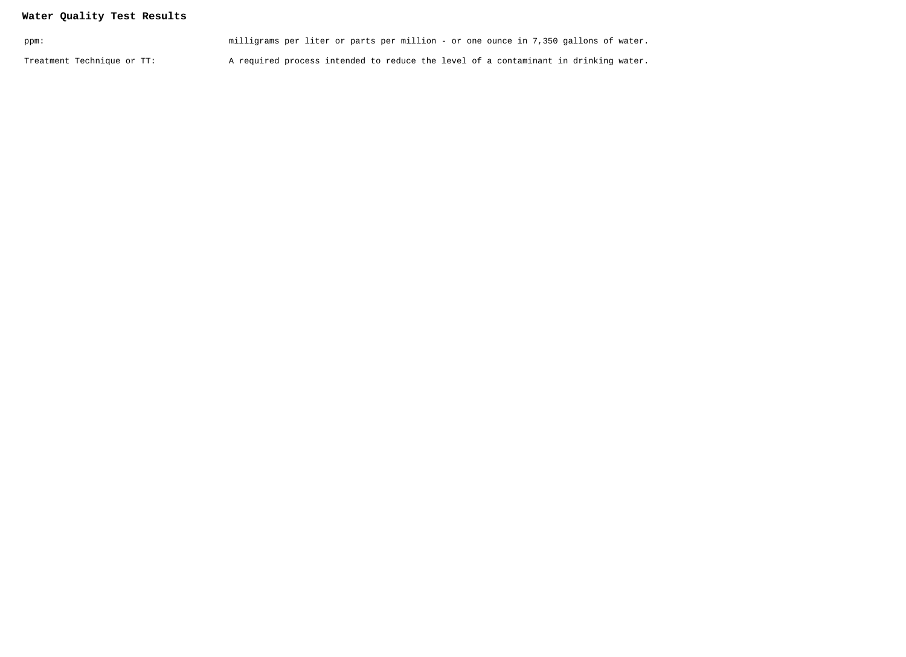**Water Quality Test Results**

| | |
|---|---|
| ppm: | milligrams per liter or parts per million - or one ounce in 7,350 gallons of water. |
| Treatment Technique or TT: | A required process intended to reduce the level of a contaminant in drinking water. |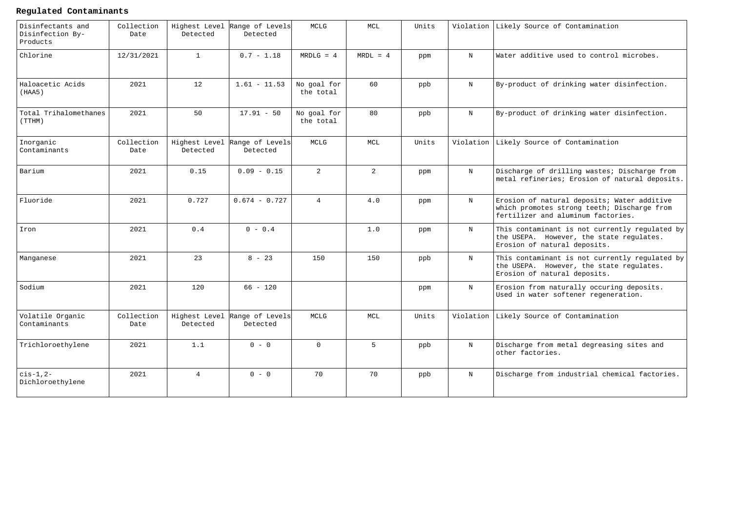**Regulated Contaminants**

| Disinfectants and Disinfection By-Products | Collection Date | Highest Level Detected | Range of Levels Detected | MCLG | MCL | Units | Violation | Likely Source of Contamination |
|---|---|---|---|---|---|---|---|---|
| Chlorine | 12/31/2021 | 1 | 0.7 - 1.18 | MRDLG = 4 | MRDL = 4 | ppm | N | Water additive used to control microbes. |
| Haloacetic Acids (HAA5) | 2021 | 12 | 1.61 - 11.53 | No goal for the total | 60 | ppb | N | By-product of drinking water disinfection. |
| Total Trihalomethanes (TTHM) | 2021 | 50 | 17.91 - 50 | No goal for the total | 80 | ppb | N | By-product of drinking water disinfection. |
| **Inorganic Contaminants** | **Collection Date** | **Highest Level Detected** | **Range of Levels Detected** | **MCLG** | **MCL** | **Units** | **Violation** | **Likely Source of Contamination** |
| Barium | 2021 | 0.15 | 0.09 - 0.15 | 2 | 2 | ppm | N | Discharge of drilling wastes; Discharge from metal refineries; Erosion of natural deposits. |
| Fluoride | 2021 | 0.727 | 0.674 - 0.727 | 4 | 4.0 | ppm | N | Erosion of natural deposits; Water additive which promotes strong teeth; Discharge from fertilizer and aluminum factories. |
| Iron | 2021 | 0.4 | 0 - 0.4 | | 1.0 | ppm | N | This contaminant is not currently regulated by the USEPA. However, the state regulates. Erosion of natural deposits. |
| Manganese | 2021 | 23 | 8 - 23 | 150 | 150 | ppb | N | This contaminant is not currently regulated by the USEPA. However, the state regulates. Erosion of natural deposits. |
| Sodium | 2021 | 120 | 66 - 120 | | | ppm | N | Erosion from naturally occuring deposits. Used in water softener regeneration. |
| **Volatile Organic Contaminants** | **Collection Date** | **Highest Level Detected** | **Range of Levels Detected** | **MCLG** | **MCL** | **Units** | **Violation** | **Likely Source of Contamination** |
| Trichloroethylene | 2021 | 1.1 | 0 - 0 | 0 | 5 | ppb | N | Discharge from metal degreasing sites and other factories. |
| cis-1,2-Dichloroethylene | 2021 | 4 | 0 - 0 | 70 | 70 | ppb | N | Discharge from industrial chemical factories. |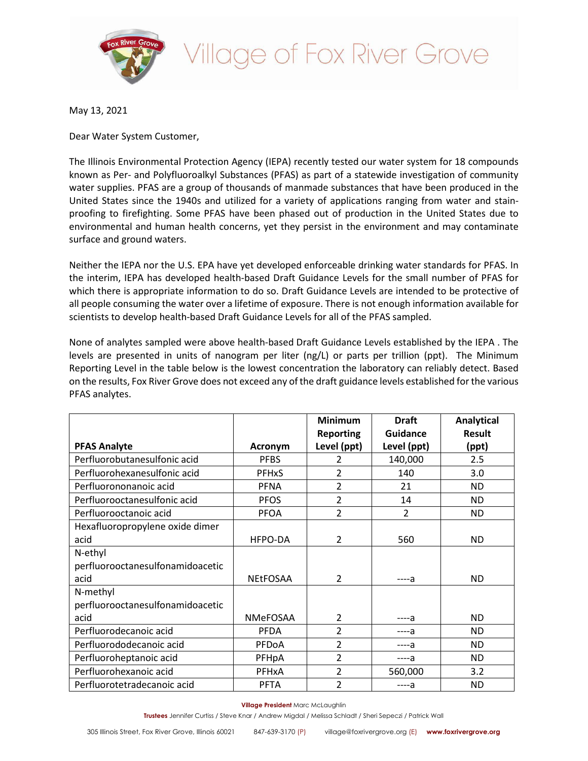# Village of Fox River Grove

May 13, 2021

Dear Water System Customer,

The Illinois Environmental Protection Agency (IEPA) recently tested our water system for 18 compounds known as Per- and Polyfluoroalkyl Substances (PFAS) as part of a statewide investigation of community water supplies. PFAS are a group of thousands of manmade substances that have been produced in the United States since the 1940s and utilized for a variety of applications ranging from water and stain-proofing to firefighting. Some PFAS have been phased out of production in the United States due to environmental and human health concerns, yet they persist in the environment and may contaminate surface and ground waters.

Neither the IEPA nor the U.S. EPA have yet developed enforceable drinking water standards for PFAS. In the interim, IEPA has developed health-based Draft Guidance Levels for the small number of PFAS for which there is appropriate information to do so. Draft Guidance Levels are intended to be protective of all people consuming the water over a lifetime of exposure. There is not enough information available for scientists to develop health-based Draft Guidance Levels for all of the PFAS sampled.

None of analytes sampled were above health-based Draft Guidance Levels established by the IEPA . The levels are presented in units of nanogram per liter (ng/L) or parts per trillion (ppt). The Minimum Reporting Level in the table below is the lowest concentration the laboratory can reliably detect. Based on the results, Fox River Grove does not exceed any of the draft guidance levels established for the various PFAS analytes.

| PFAS Analyte | Acronym | Minimum Reporting Level (ppt) | Draft Guidance Level (ppt) | Analytical Result (ppt) |
|---|---|---|---|---|
| Perfluorobutanesulfonic acid | PFBS | 2 | 140,000 | 2.5 |
| Perfluorohexanesulfonic acid | PFHxS | 2 | 140 | 3.0 |
| Perfluorononanoic acid | PFNA | 2 | 21 | ND |
| Perfluorooctanesulfonic acid | PFOS | 2 | 14 | ND |
| Perfluorooctanoic acid | PFOA | 2 | 2 | ND |
| Hexafluoropropylene oxide dimer acid | HFPO-DA | 2 | 560 | ND |
| N-ethyl perfluorooctanesulfonamidoacetic acid | NEtFOSAA | 2 | ----a | ND |
| N-methyl perfluorooctanesulfonamidoacetic acid | NMeFOSAA | 2 | ----a | ND |
| Perfluorodecanoic acid | PFDA | 2 | ----a | ND |
| Perfluorododecanoic acid | PFDoA | 2 | ----a | ND |
| Perfluoroheptanoic acid | PFHpA | 2 | ----a | ND |
| Perfluorohexanoic acid | PFHxA | 2 | 560,000 | 3.2 |
| Perfluorotetradecanoic acid | PFTA | 2 | ----a | ND |

**Village President** Marc McLaughlin

**Trustees** Jennifer Curtiss / Steve Knar / Andrew Migdal / Melissa Schladt / Sheri Sepeczi / Patrick Wall

305 Illinois Street, Fox River Grove, Illinois 60021 847-639-3170 (P) village@foxrivergrove.org (E) **www.foxrivergrove.org**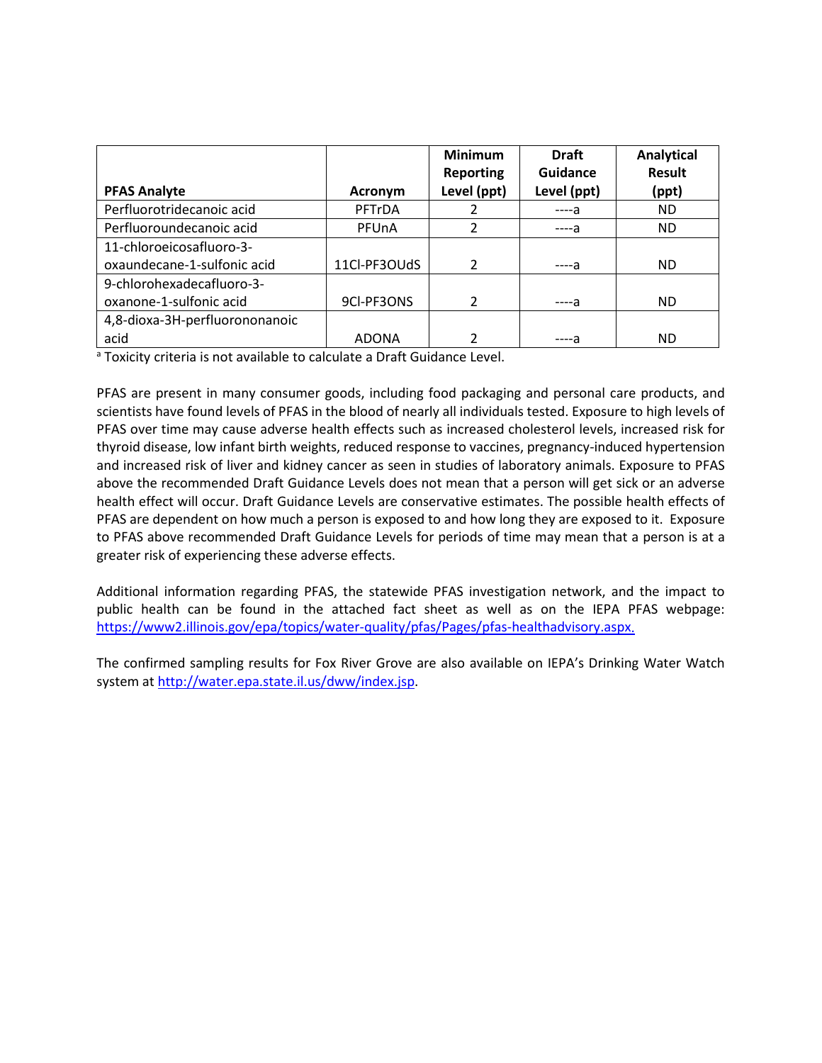| PFAS Analyte | Acronym | Minimum Reporting Level (ppt) | Draft Guidance Level (ppt) | Analytical Result (ppt) |
| --- | --- | --- | --- | --- |
| Perfluorotridecanoic acid | PFTrDA | 2 | ----a | ND |
| Perfluoroundecanoic acid | PFUnA | 2 | ----a | ND |
| 11-chloroeicosafluoro-3-oxaundecane-1-sulfonic acid | 11Cl-PF3OUdS | 2 | ----a | ND |
| 9-chlorohexadecafluoro-3-oxanone-1-sulfonic acid | 9Cl-PF3ONS | 2 | ----a | ND |
| 4,8-dioxa-3H-perfluorononanoic acid | ADONA | 2 | ----a | ND |

[a] Toxicity criteria is not available to calculate a Draft Guidance Level.

PFAS are present in many consumer goods, including food packaging and personal care products, and scientists have found levels of PFAS in the blood of nearly all individuals tested. Exposure to high levels of PFAS over time may cause adverse health effects such as increased cholesterol levels, increased risk for thyroid disease, low infant birth weights, reduced response to vaccines, pregnancy-induced hypertension and increased risk of liver and kidney cancer as seen in studies of laboratory animals. Exposure to PFAS above the recommended Draft Guidance Levels does not mean that a person will get sick or an adverse health effect will occur. Draft Guidance Levels are conservative estimates. The possible health effects of PFAS are dependent on how much a person is exposed to and how long they are exposed to it. Exposure to PFAS above recommended Draft Guidance Levels for periods of time may mean that a person is at a greater risk of experiencing these adverse effects.

Additional information regarding PFAS, the statewide PFAS investigation network, and the impact to public health can be found in the attached fact sheet as well as on the IEPA PFAS webpage: https://www2.illinois.gov/epa/topics/water-quality/pfas/Pages/pfas-healthadvisory.aspx.

The confirmed sampling results for Fox River Grove are also available on IEPA's Drinking Water Watch system at http://water.epa.state.il.us/dww/index.jsp.